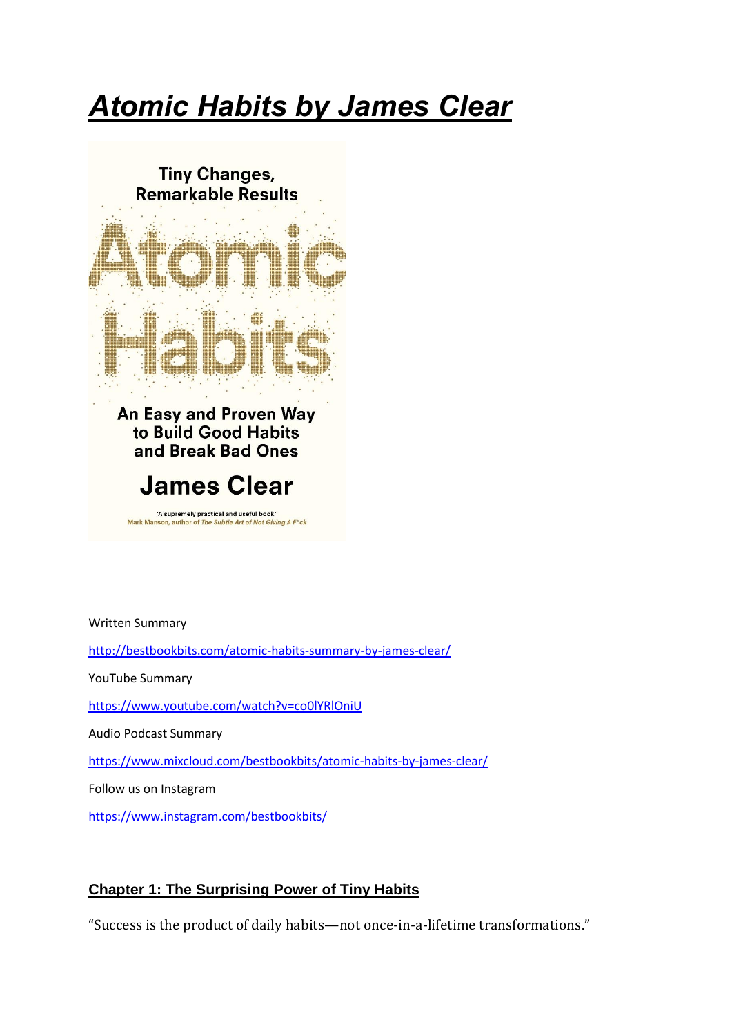# ***Atomic Habits by James Clear***

Tiny Changes, Remarkable Results

Atomic Habits

An Easy and Proven Way to Build Good Habits and Break Bad Ones

James Clear

'A supremely practical and useful book.'
Mark Manson, author of *The Subtle Art of Not Giving A F\*ck*

Written Summary

http://bestbookbits.com/atomic-habits-summary-by-james-clear/

YouTube Summary

https://www.youtube.com/watch?v=co0lYRlOniU

Audio Podcast Summary

https://www.mixcloud.com/bestbookbits/atomic-habits-by-james-clear/

Follow us on Instagram

https://www.instagram.com/bestbookbits/

## Chapter 1: The Surprising Power of Tiny Habits

"Success is the product of daily habits—not once-in-a-lifetime transformations."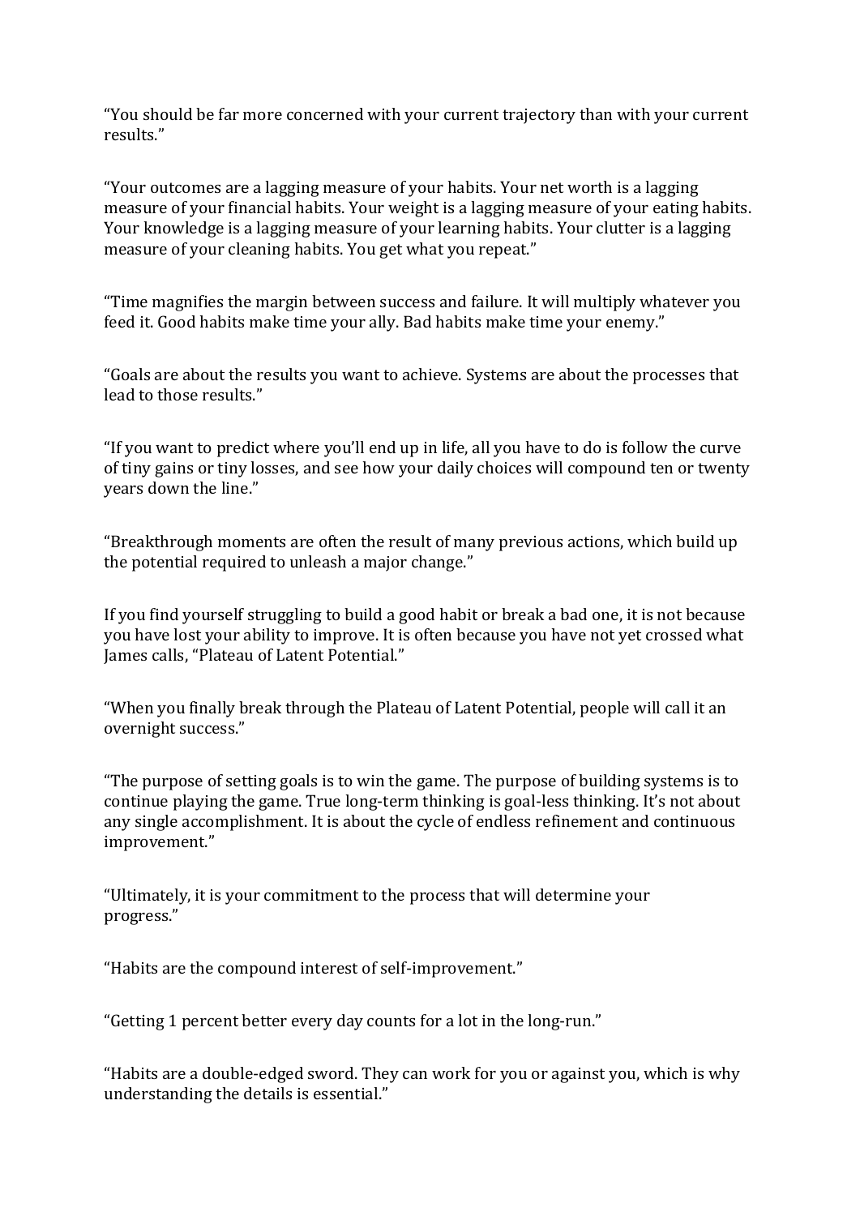"You should be far more concerned with your current trajectory than with your current results."

"Your outcomes are a lagging measure of your habits. Your net worth is a lagging measure of your financial habits. Your weight is a lagging measure of your eating habits. Your knowledge is a lagging measure of your learning habits. Your clutter is a lagging measure of your cleaning habits. You get what you repeat."

"Time magnifies the margin between success and failure. It will multiply whatever you feed it. Good habits make time your ally. Bad habits make time your enemy."

"Goals are about the results you want to achieve. Systems are about the processes that lead to those results."

"If you want to predict where you'll end up in life, all you have to do is follow the curve of tiny gains or tiny losses, and see how your daily choices will compound ten or twenty years down the line."

"Breakthrough moments are often the result of many previous actions, which build up the potential required to unleash a major change."

If you find yourself struggling to build a good habit or break a bad one, it is not because you have lost your ability to improve. It is often because you have not yet crossed what James calls, "Plateau of Latent Potential."

"When you finally break through the Plateau of Latent Potential, people will call it an overnight success."

"The purpose of setting goals is to win the game. The purpose of building systems is to continue playing the game. True long-term thinking is goal-less thinking. It's not about any single accomplishment. It is about the cycle of endless refinement and continuous improvement."

"Ultimately, it is your commitment to the process that will determine your progress."

"Habits are the compound interest of self-improvement."

"Getting 1 percent better every day counts for a lot in the long-run."

"Habits are a double-edged sword. They can work for you or against you, which is why understanding the details is essential."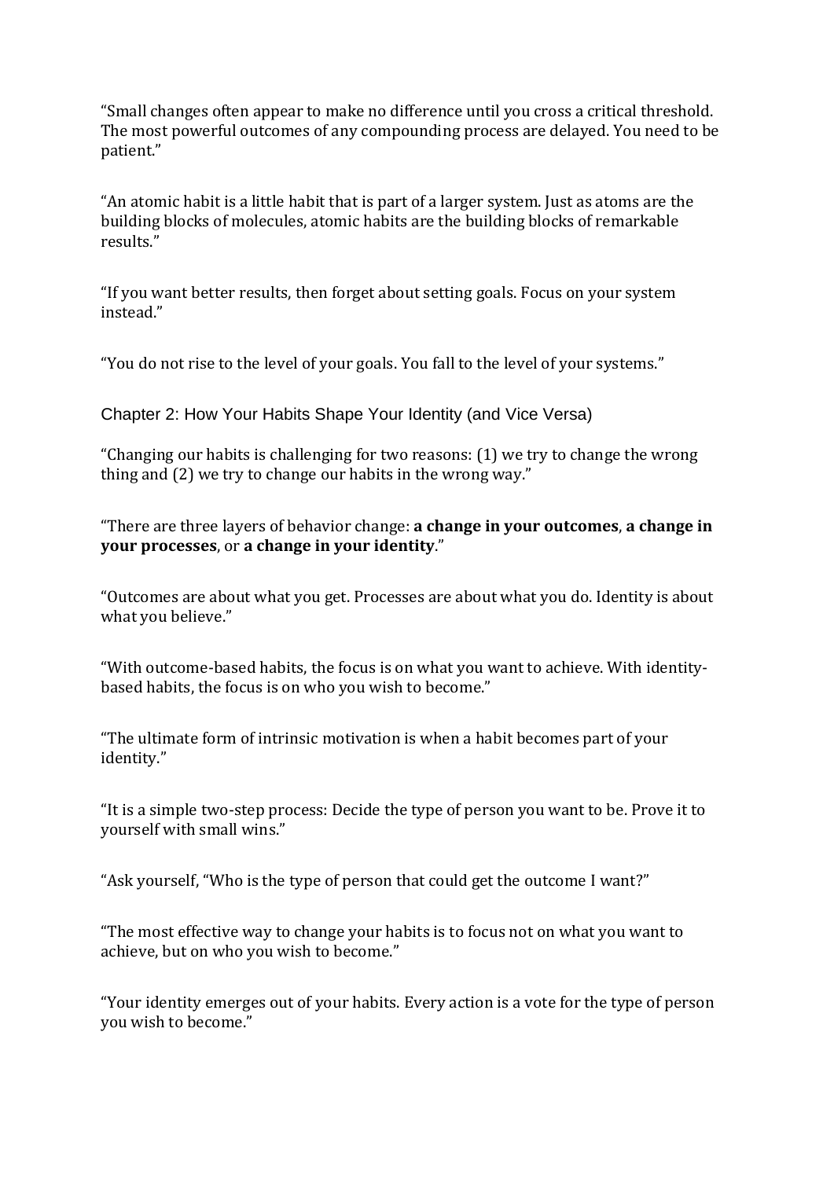"Small changes often appear to make no difference until you cross a critical threshold. The most powerful outcomes of any compounding process are delayed. You need to be patient."

"An atomic habit is a little habit that is part of a larger system. Just as atoms are the building blocks of molecules, atomic habits are the building blocks of remarkable results."

"If you want better results, then forget about setting goals. Focus on your system instead."

"You do not rise to the level of your goals. You fall to the level of your systems."

## Chapter 2: How Your Habits Shape Your Identity (and Vice Versa)

"Changing our habits is challenging for two reasons: (1) we try to change the wrong thing and (2) we try to change our habits in the wrong way."

"There are three layers of behavior change: **a change in your outcomes**, **a change in your processes**, or **a change in your identity**."

"Outcomes are about what you get. Processes are about what you do. Identity is about what you believe."

"With outcome-based habits, the focus is on what you want to achieve. With identity-based habits, the focus is on who you wish to become."

"The ultimate form of intrinsic motivation is when a habit becomes part of your identity."

"It is a simple two-step process: Decide the type of person you want to be. Prove it to yourself with small wins."

"Ask yourself, "Who is the type of person that could get the outcome I want?"

"The most effective way to change your habits is to focus not on what you want to achieve, but on who you wish to become."

"Your identity emerges out of your habits. Every action is a vote for the type of person you wish to become."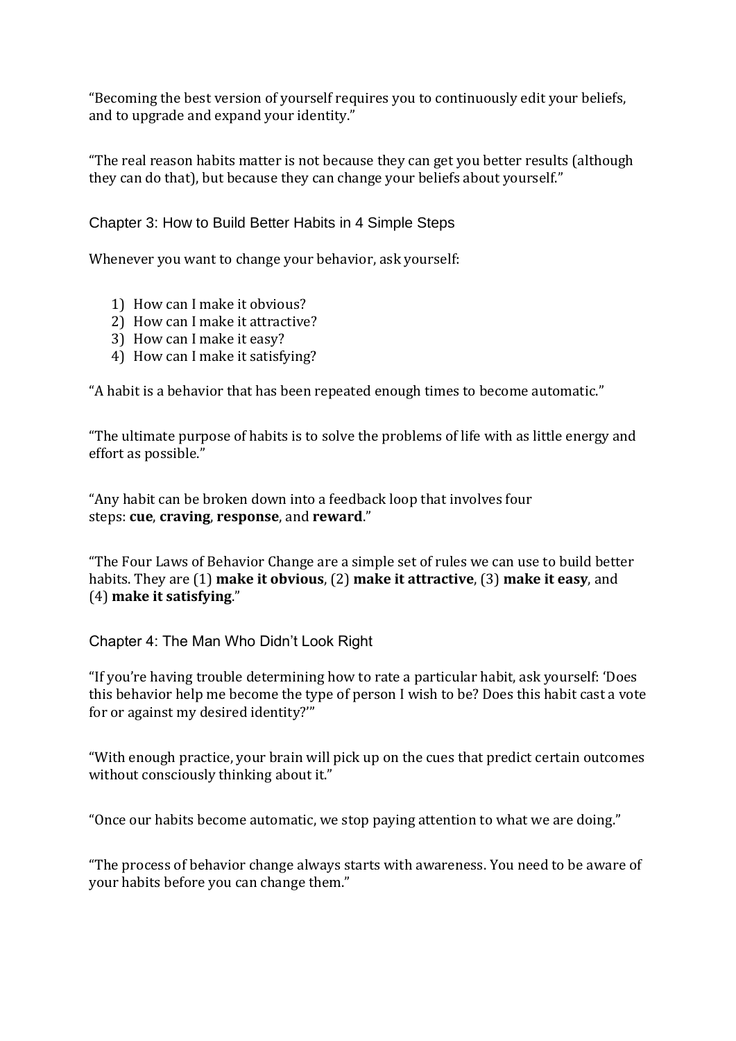"Becoming the best version of yourself requires you to continuously edit your beliefs, and to upgrade and expand your identity."

"The real reason habits matter is not because they can get you better results (although they can do that), but because they can change your beliefs about yourself."

## Chapter 3: How to Build Better Habits in 4 Simple Steps

Whenever you want to change your behavior, ask yourself:

1) How can I make it obvious?
2) How can I make it attractive?
3) How can I make it easy?
4) How can I make it satisfying?

"A habit is a behavior that has been repeated enough times to become automatic."

"The ultimate purpose of habits is to solve the problems of life with as little energy and effort as possible."

"Any habit can be broken down into a feedback loop that involves four steps: **cue**, **craving**, **response**, and **reward**."

"The Four Laws of Behavior Change are a simple set of rules we can use to build better habits. They are (1) **make it obvious**, (2) **make it attractive**, (3) **make it easy**, and (4) **make it satisfying**."

## Chapter 4: The Man Who Didn't Look Right

"If you're having trouble determining how to rate a particular habit, ask yourself: 'Does this behavior help me become the type of person I wish to be? Does this habit cast a vote for or against my desired identity?'"

"With enough practice, your brain will pick up on the cues that predict certain outcomes without consciously thinking about it."

"Once our habits become automatic, we stop paying attention to what we are doing."

"The process of behavior change always starts with awareness. You need to be aware of your habits before you can change them."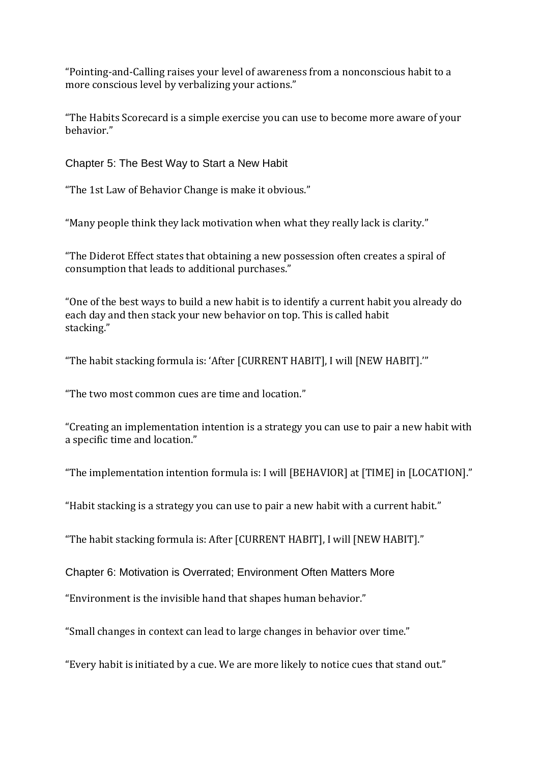“Pointing-and-Calling raises your level of awareness from a nonconscious habit to a more conscious level by verbalizing your actions.”

“The Habits Scorecard is a simple exercise you can use to become more aware of your behavior.”

## Chapter 5: The Best Way to Start a New Habit

“The 1st Law of Behavior Change is make it obvious.”

“Many people think they lack motivation when what they really lack is clarity.”

“The Diderot Effect states that obtaining a new possession often creates a spiral of consumption that leads to additional purchases.”

“One of the best ways to build a new habit is to identify a current habit you already do each day and then stack your new behavior on top. This is called habit stacking.”

“The habit stacking formula is: ‘After [CURRENT HABIT], I will [NEW HABIT].’”

“The two most common cues are time and location.”

“Creating an implementation intention is a strategy you can use to pair a new habit with a specific time and location.”

“The implementation intention formula is: I will [BEHAVIOR] at [TIME] in [LOCATION].”

“Habit stacking is a strategy you can use to pair a new habit with a current habit.”

“The habit stacking formula is: After [CURRENT HABIT], I will [NEW HABIT].”

## Chapter 6: Motivation is Overrated; Environment Often Matters More

“Environment is the invisible hand that shapes human behavior.”

“Small changes in context can lead to large changes in behavior over time.”

“Every habit is initiated by a cue. We are more likely to notice cues that stand out.”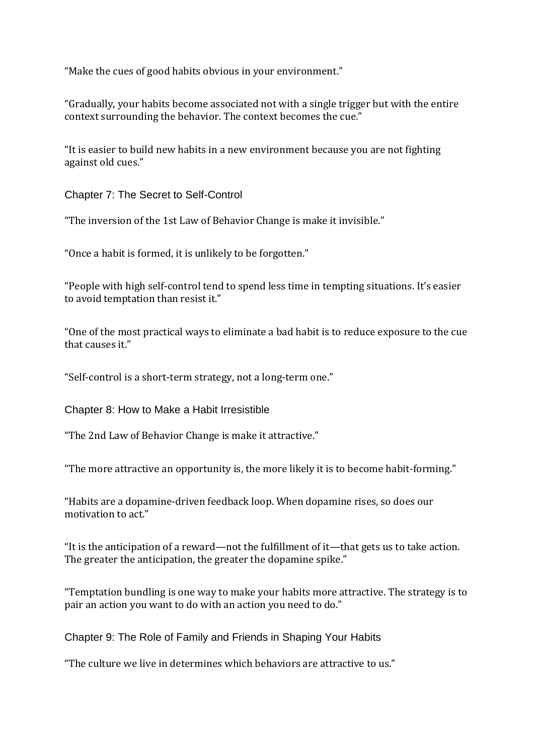“Make the cues of good habits obvious in your environment.”

“Gradually, your habits become associated not with a single trigger but with the entire context surrounding the behavior. The context becomes the cue.”

“It is easier to build new habits in a new environment because you are not fighting against old cues.”

## Chapter 7: The Secret to Self-Control

“The inversion of the 1st Law of Behavior Change is make it invisible.”

“Once a habit is formed, it is unlikely to be forgotten.”

“People with high self-control tend to spend less time in tempting situations. It’s easier to avoid temptation than resist it.”

“One of the most practical ways to eliminate a bad habit is to reduce exposure to the cue that causes it.”

“Self-control is a short-term strategy, not a long-term one.”

## Chapter 8: How to Make a Habit Irresistible

“The 2nd Law of Behavior Change is make it attractive.”

“The more attractive an opportunity is, the more likely it is to become habit-forming.”

“Habits are a dopamine-driven feedback loop. When dopamine rises, so does our motivation to act.”

“It is the anticipation of a reward—not the fulfillment of it—that gets us to take action. The greater the anticipation, the greater the dopamine spike.”

“Temptation bundling is one way to make your habits more attractive. The strategy is to pair an action you want to do with an action you need to do.”

## Chapter 9: The Role of Family and Friends in Shaping Your Habits

“The culture we live in determines which behaviors are attractive to us.”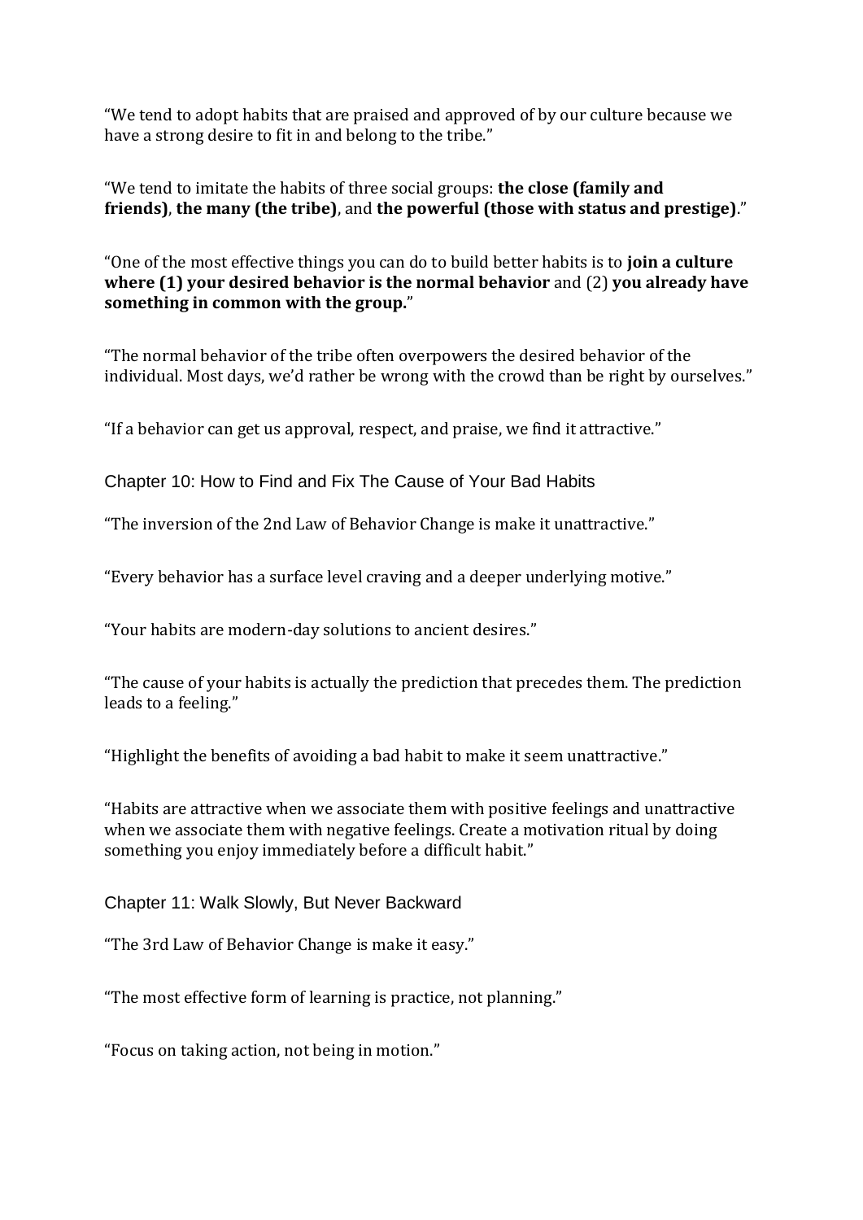"We tend to adopt habits that are praised and approved of by our culture because we have a strong desire to fit in and belong to the tribe."

"We tend to imitate the habits of three social groups: **the close (family and friends)**, **the many (the tribe)**, and **the powerful (those with status and prestige)**."

"One of the most effective things you can do to build better habits is to **join a culture where (1) your desired behavior is the normal behavior** and (2) **you already have something in common with the group.**"

"The normal behavior of the tribe often overpowers the desired behavior of the individual. Most days, we'd rather be wrong with the crowd than be right by ourselves."

"If a behavior can get us approval, respect, and praise, we find it attractive."

## Chapter 10: How to Find and Fix The Cause of Your Bad Habits

"The inversion of the 2nd Law of Behavior Change is make it unattractive."

"Every behavior has a surface level craving and a deeper underlying motive."

"Your habits are modern-day solutions to ancient desires."

"The cause of your habits is actually the prediction that precedes them. The prediction leads to a feeling."

"Highlight the benefits of avoiding a bad habit to make it seem unattractive."

"Habits are attractive when we associate them with positive feelings and unattractive when we associate them with negative feelings. Create a motivation ritual by doing something you enjoy immediately before a difficult habit."

## Chapter 11: Walk Slowly, But Never Backward

"The 3rd Law of Behavior Change is make it easy."

"The most effective form of learning is practice, not planning."

"Focus on taking action, not being in motion."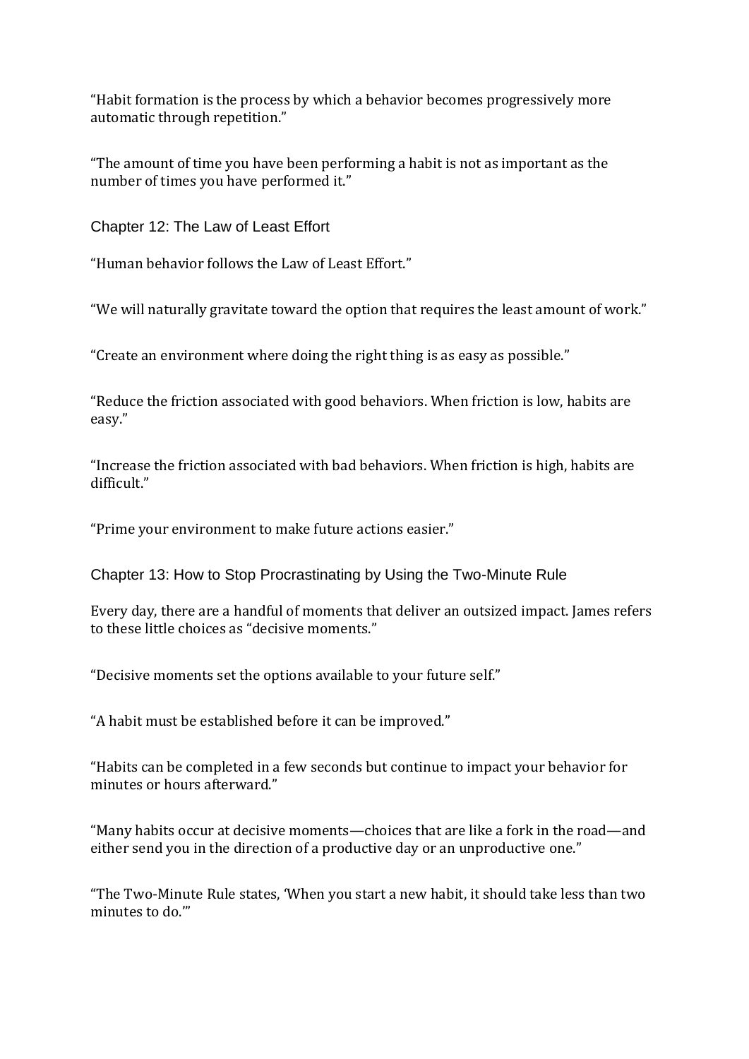"Habit formation is the process by which a behavior becomes progressively more automatic through repetition."

"The amount of time you have been performing a habit is not as important as the number of times you have performed it."

## Chapter 12: The Law of Least Effort

"Human behavior follows the Law of Least Effort."

"We will naturally gravitate toward the option that requires the least amount of work."

"Create an environment where doing the right thing is as easy as possible."

"Reduce the friction associated with good behaviors. When friction is low, habits are easy."

"Increase the friction associated with bad behaviors. When friction is high, habits are difficult."

"Prime your environment to make future actions easier."

## Chapter 13: How to Stop Procrastinating by Using the Two-Minute Rule

Every day, there are a handful of moments that deliver an outsized impact. James refers to these little choices as "decisive moments."

"Decisive moments set the options available to your future self."

"A habit must be established before it can be improved."

"Habits can be completed in a few seconds but continue to impact your behavior for minutes or hours afterward."

"Many habits occur at decisive moments—choices that are like a fork in the road—and either send you in the direction of a productive day or an unproductive one."

"The Two-Minute Rule states, 'When you start a new habit, it should take less than two minutes to do.'"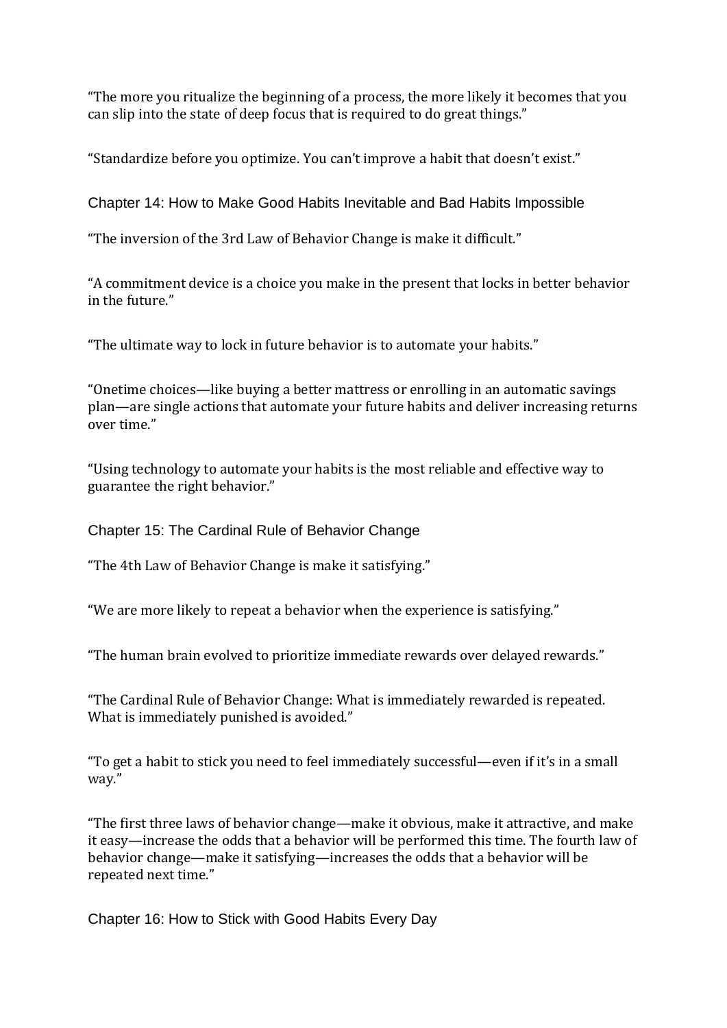“The more you ritualize the beginning of a process, the more likely it becomes that you can slip into the state of deep focus that is required to do great things.”

“Standardize before you optimize. You can’t improve a habit that doesn’t exist.”

## Chapter 14: How to Make Good Habits Inevitable and Bad Habits Impossible

“The inversion of the 3rd Law of Behavior Change is make it difficult.”

“A commitment device is a choice you make in the present that locks in better behavior in the future.”

“The ultimate way to lock in future behavior is to automate your habits.”

“Onetime choices—like buying a better mattress or enrolling in an automatic savings plan—are single actions that automate your future habits and deliver increasing returns over time.”

“Using technology to automate your habits is the most reliable and effective way to guarantee the right behavior.”

## Chapter 15: The Cardinal Rule of Behavior Change

“The 4th Law of Behavior Change is make it satisfying.”

“We are more likely to repeat a behavior when the experience is satisfying.”

“The human brain evolved to prioritize immediate rewards over delayed rewards.”

“The Cardinal Rule of Behavior Change: What is immediately rewarded is repeated. What is immediately punished is avoided.”

“To get a habit to stick you need to feel immediately successful—even if it’s in a small way.”

“The first three laws of behavior change—make it obvious, make it attractive, and make it easy—increase the odds that a behavior will be performed this time. The fourth law of behavior change—make it satisfying—increases the odds that a behavior will be repeated next time.”

## Chapter 16: How to Stick with Good Habits Every Day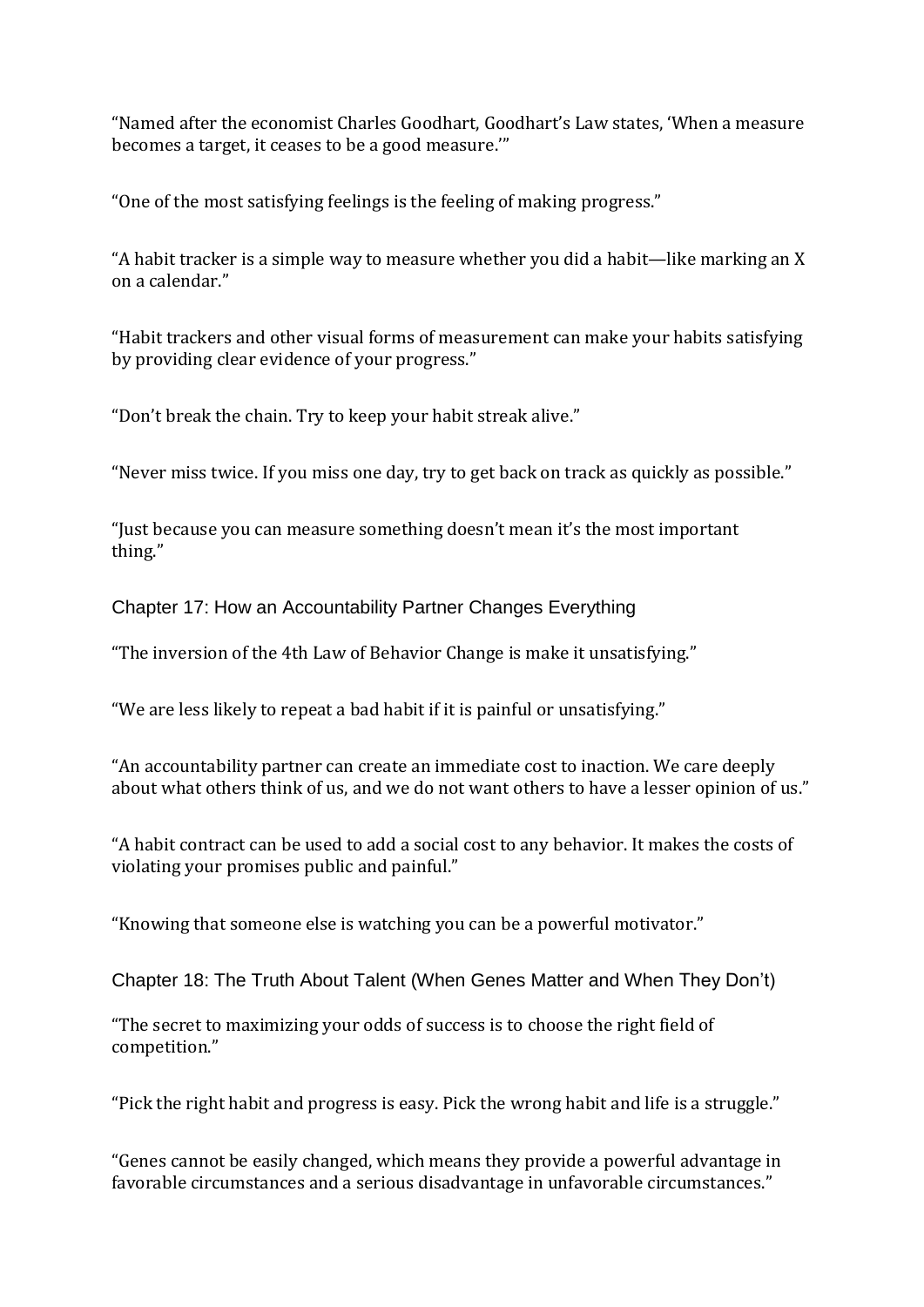“Named after the economist Charles Goodhart, Goodhart’s Law states, ‘When a measure becomes a target, it ceases to be a good measure.’”

“One of the most satisfying feelings is the feeling of making progress.”

“A habit tracker is a simple way to measure whether you did a habit—like marking an X on a calendar.”

“Habit trackers and other visual forms of measurement can make your habits satisfying by providing clear evidence of your progress.”

“Don’t break the chain. Try to keep your habit streak alive.”

“Never miss twice. If you miss one day, try to get back on track as quickly as possible.”

“Just because you can measure something doesn’t mean it’s the most important thing.”

## Chapter 17: How an Accountability Partner Changes Everything

“The inversion of the 4th Law of Behavior Change is make it unsatisfying.”

“We are less likely to repeat a bad habit if it is painful or unsatisfying.”

“An accountability partner can create an immediate cost to inaction. We care deeply about what others think of us, and we do not want others to have a lesser opinion of us.”

“A habit contract can be used to add a social cost to any behavior. It makes the costs of violating your promises public and painful.”

“Knowing that someone else is watching you can be a powerful motivator.”

## Chapter 18: The Truth About Talent (When Genes Matter and When They Don’t)

“The secret to maximizing your odds of success is to choose the right field of competition.”

“Pick the right habit and progress is easy. Pick the wrong habit and life is a struggle.”

“Genes cannot be easily changed, which means they provide a powerful advantage in favorable circumstances and a serious disadvantage in unfavorable circumstances.”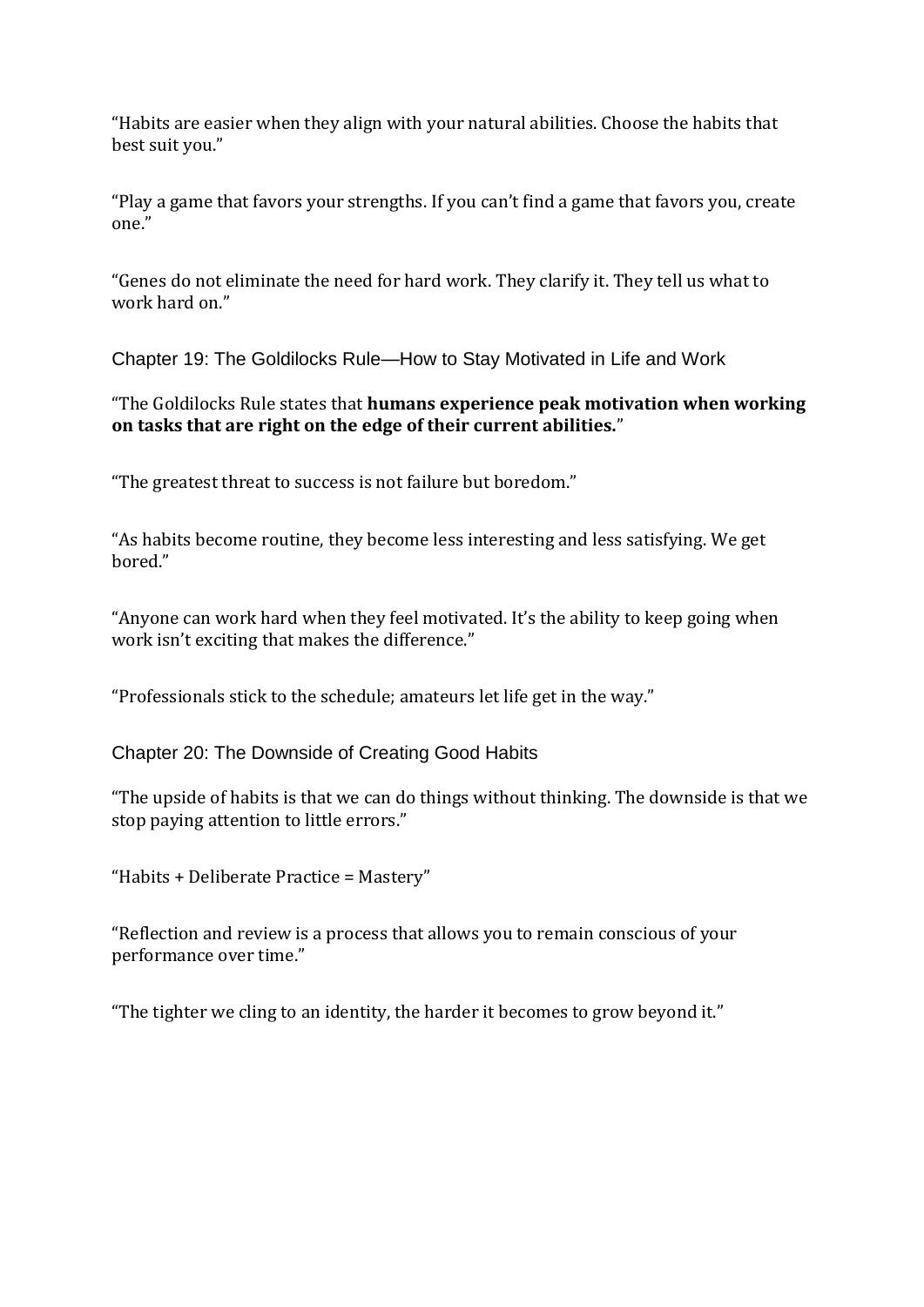"Habits are easier when they align with your natural abilities. Choose the habits that best suit you."

"Play a game that favors your strengths. If you can't find a game that favors you, create one."

"Genes do not eliminate the need for hard work. They clarify it. They tell us what to work hard on."

## Chapter 19: The Goldilocks Rule—How to Stay Motivated in Life and Work

"The Goldilocks Rule states that **humans experience peak motivation when working on tasks that are right on the edge of their current abilities.**"

"The greatest threat to success is not failure but boredom."

"As habits become routine, they become less interesting and less satisfying. We get bored."

"Anyone can work hard when they feel motivated. It's the ability to keep going when work isn't exciting that makes the difference."

"Professionals stick to the schedule; amateurs let life get in the way."

## Chapter 20: The Downside of Creating Good Habits

"The upside of habits is that we can do things without thinking. The downside is that we stop paying attention to little errors."

"Habits + Deliberate Practice = Mastery"

"Reflection and review is a process that allows you to remain conscious of your performance over time."

"The tighter we cling to an identity, the harder it becomes to grow beyond it."